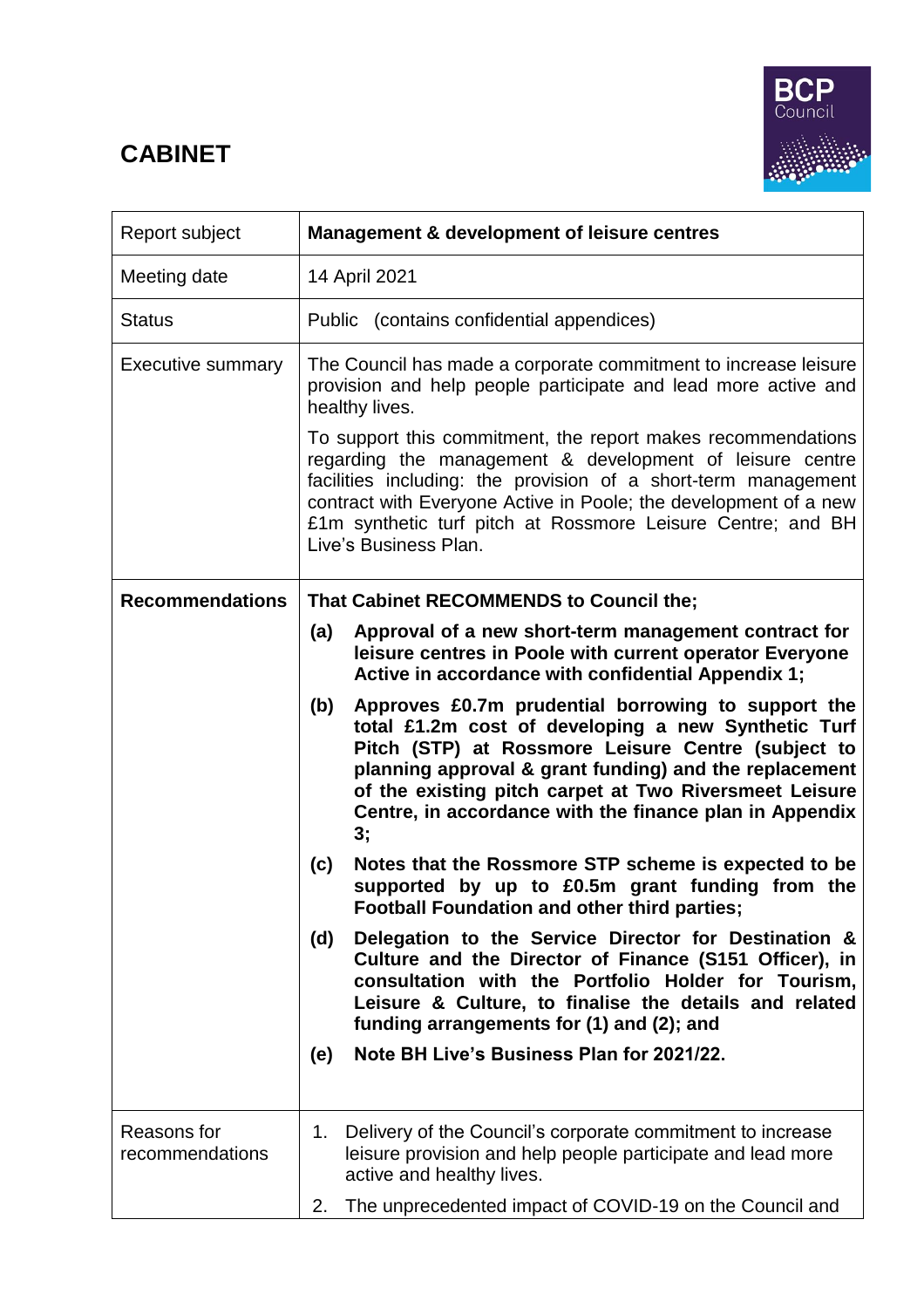# CABINET

| Report subject | **Management & development of leisure centres** |
|---|---|
| Meeting date | 14 April 2021 |
| Status | Public (contains confidential appendices) |
| Executive summary | The Council has made a corporate commitment to increase leisure provision and help people participate and lead more active and healthy lives.<br><br>To support this commitment, the report makes recommendations regarding the management & development of leisure centre facilities including: the provision of a short-term management contract with Everyone Active in Poole; the development of a new £1m synthetic turf pitch at Rossmore Leisure Centre; and BH Live's Business Plan. |
| **Recommendations** | **That Cabinet RECOMMENDS to Council the;**<br><br>**(a) Approval of a new short-term management contract for leisure centres in Poole with current operator Everyone Active in accordance with confidential Appendix 1;**<br><br>**(b) Approves £0.7m prudential borrowing to support the total £1.2m cost of developing a new Synthetic Turf Pitch (STP) at Rossmore Leisure Centre (subject to planning approval & grant funding) and the replacement of the existing pitch carpet at Two Riversmeet Leisure Centre, in accordance with the finance plan in Appendix 3;**<br><br>**(c) Notes that the Rossmore STP scheme is expected to be supported by up to £0.5m grant funding from the Football Foundation and other third parties;**<br><br>**(d) Delegation to the Service Director for Destination & Culture and the Director of Finance (S151 Officer), in consultation with the Portfolio Holder for Tourism, Leisure & Culture, to finalise the details and related funding arrangements for (1) and (2); and**<br><br>**(e) Note BH Live's Business Plan for 2021/22.** |
| Reasons for recommendations | 1. Delivery of the Council's corporate commitment to increase leisure provision and help people participate and lead more active and healthy lives.<br><br>2. The unprecedented impact of COVID-19 on the Council and |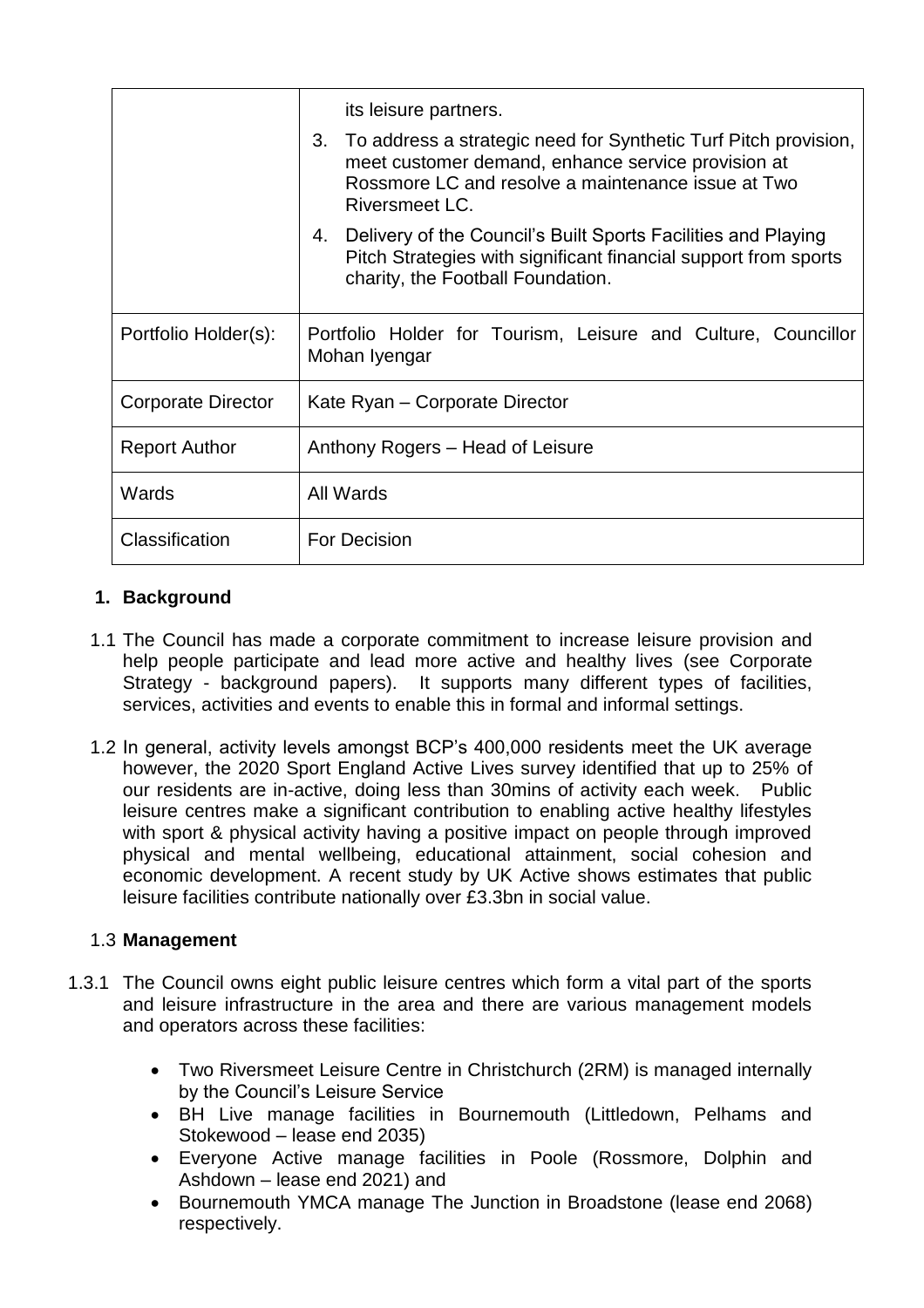| | |
|---|---|
| | its leisure partners.<br>3. To address a strategic need for Synthetic Turf Pitch provision, meet customer demand, enhance service provision at Rossmore LC and resolve a maintenance issue at Two Riversmeet LC.<br>4. Delivery of the Council's Built Sports Facilities and Playing Pitch Strategies with significant financial support from sports charity, the Football Foundation. |
| Portfolio Holder(s): | Portfolio Holder for Tourism, Leisure and Culture, Councillor Mohan Iyengar |
| Corporate Director | Kate Ryan – Corporate Director |
| Report Author | Anthony Rogers – Head of Leisure |
| Wards | All Wards |
| Classification | For Decision |

## 1. Background

1.1 The Council has made a corporate commitment to increase leisure provision and help people participate and lead more active and healthy lives (see Corporate Strategy - background papers). It supports many different types of facilities, services, activities and events to enable this in formal and informal settings.

1.2 In general, activity levels amongst BCP's 400,000 residents meet the UK average however, the 2020 Sport England Active Lives survey identified that up to 25% of our residents are in-active, doing less than 30mins of activity each week. Public leisure centres make a significant contribution to enabling active healthy lifestyles with sport & physical activity having a positive impact on people through improved physical and mental wellbeing, educational attainment, social cohesion and economic development. A recent study by UK Active shows estimates that public leisure facilities contribute nationally over £3.3bn in social value.

### 1.3 Management

1.3.1 The Council owns eight public leisure centres which form a vital part of the sports and leisure infrastructure in the area and there are various management models and operators across these facilities:

- Two Riversmeet Leisure Centre in Christchurch (2RM) is managed internally by the Council's Leisure Service
- BH Live manage facilities in Bournemouth (Littledown, Pelhams and Stokewood – lease end 2035)
- Everyone Active manage facilities in Poole (Rossmore, Dolphin and Ashdown – lease end 2021) and
- Bournemouth YMCA manage The Junction in Broadstone (lease end 2068) respectively.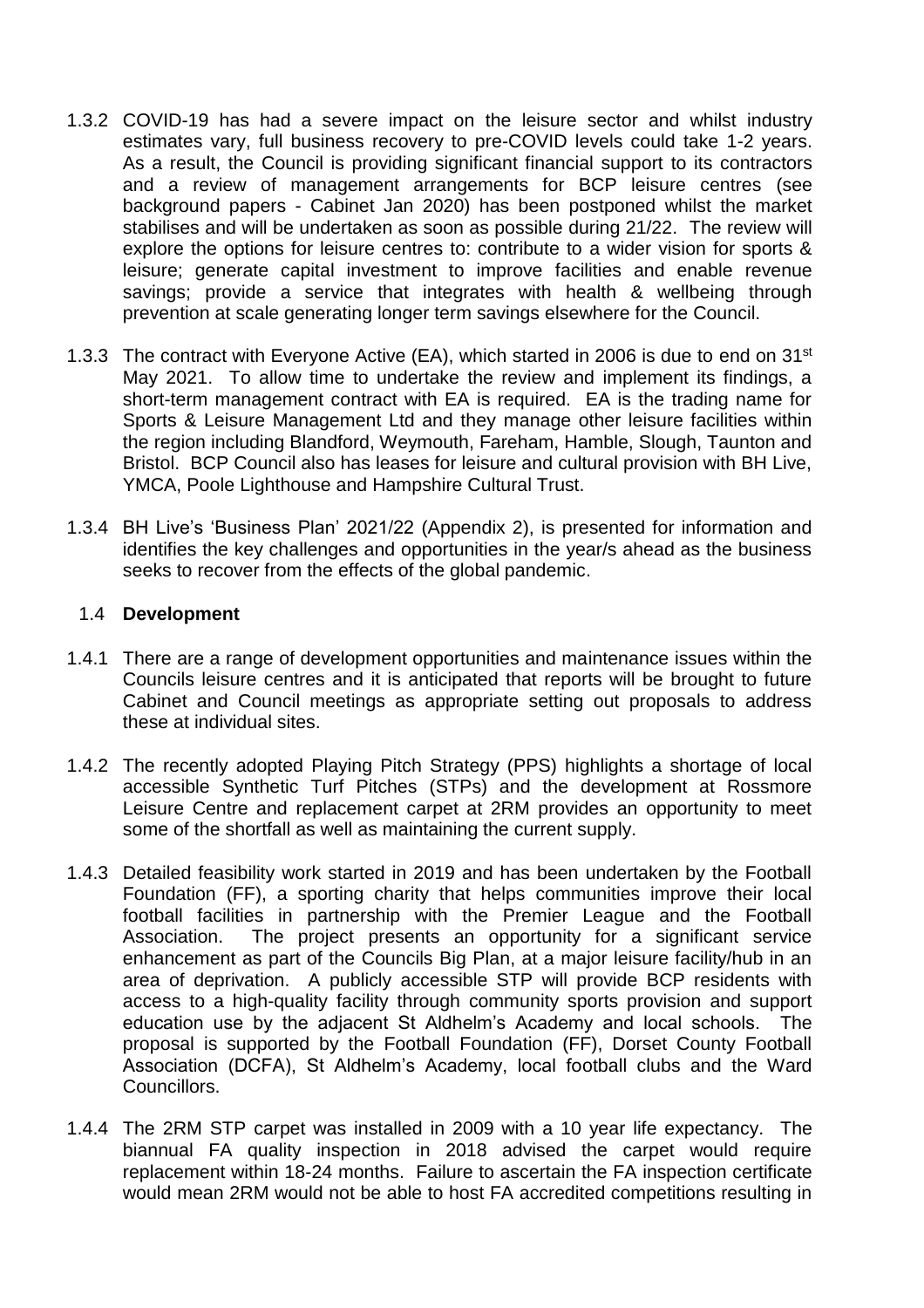1.3.2 COVID-19 has had a severe impact on the leisure sector and whilst industry estimates vary, full business recovery to pre-COVID levels could take 1-2 years. As a result, the Council is providing significant financial support to its contractors and a review of management arrangements for BCP leisure centres (see background papers - Cabinet Jan 2020) has been postponed whilst the market stabilises and will be undertaken as soon as possible during 21/22. The review will explore the options for leisure centres to: contribute to a wider vision for sports & leisure; generate capital investment to improve facilities and enable revenue savings; provide a service that integrates with health & wellbeing through prevention at scale generating longer term savings elsewhere for the Council.

1.3.3 The contract with Everyone Active (EA), which started in 2006 is due to end on 31st May 2021. To allow time to undertake the review and implement its findings, a short-term management contract with EA is required. EA is the trading name for Sports & Leisure Management Ltd and they manage other leisure facilities within the region including Blandford, Weymouth, Fareham, Hamble, Slough, Taunton and Bristol. BCP Council also has leases for leisure and cultural provision with BH Live, YMCA, Poole Lighthouse and Hampshire Cultural Trust.

1.3.4 BH Live's 'Business Plan' 2021/22 (Appendix 2), is presented for information and identifies the key challenges and opportunities in the year/s ahead as the business seeks to recover from the effects of the global pandemic.

## 1.4 Development

1.4.1 There are a range of development opportunities and maintenance issues within the Councils leisure centres and it is anticipated that reports will be brought to future Cabinet and Council meetings as appropriate setting out proposals to address these at individual sites.

1.4.2 The recently adopted Playing Pitch Strategy (PPS) highlights a shortage of local accessible Synthetic Turf Pitches (STPs) and the development at Rossmore Leisure Centre and replacement carpet at 2RM provides an opportunity to meet some of the shortfall as well as maintaining the current supply.

1.4.3 Detailed feasibility work started in 2019 and has been undertaken by the Football Foundation (FF), a sporting charity that helps communities improve their local football facilities in partnership with the Premier League and the Football Association. The project presents an opportunity for a significant service enhancement as part of the Councils Big Plan, at a major leisure facility/hub in an area of deprivation. A publicly accessible STP will provide BCP residents with access to a high-quality facility through community sports provision and support education use by the adjacent St Aldhelm's Academy and local schools. The proposal is supported by the Football Foundation (FF), Dorset County Football Association (DCFA), St Aldhelm's Academy, local football clubs and the Ward Councillors.

1.4.4 The 2RM STP carpet was installed in 2009 with a 10 year life expectancy. The biannual FA quality inspection in 2018 advised the carpet would require replacement within 18-24 months. Failure to ascertain the FA inspection certificate would mean 2RM would not be able to host FA accredited competitions resulting in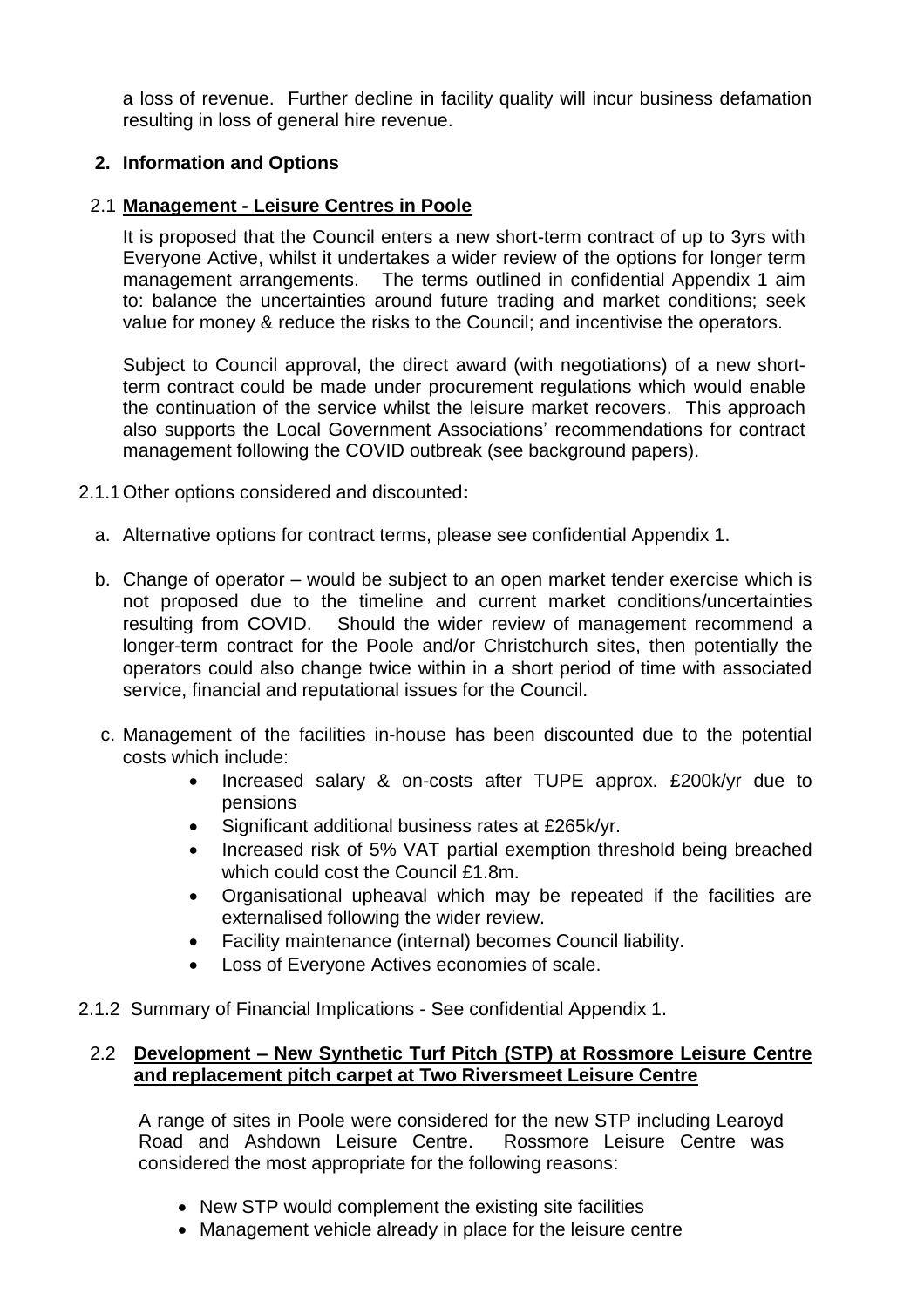a loss of revenue. Further decline in facility quality will incur business defamation resulting in loss of general hire revenue.

## 2. Information and Options

### 2.1 <u>Management - Leisure Centres in Poole</u>

It is proposed that the Council enters a new short-term contract of up to 3yrs with Everyone Active, whilst it undertakes a wider review of the options for longer term management arrangements. The terms outlined in confidential Appendix 1 aim to: balance the uncertainties around future trading and market conditions; seek value for money & reduce the risks to the Council; and incentivise the operators.

Subject to Council approval, the direct award (with negotiations) of a new short-term contract could be made under procurement regulations which would enable the continuation of the service whilst the leisure market recovers. This approach also supports the Local Government Associations' recommendations for contract management following the COVID outbreak (see background papers).

2.1.1 Other options considered and discounted**:**

a. Alternative options for contract terms, please see confidential Appendix 1.

b. Change of operator – would be subject to an open market tender exercise which is not proposed due to the timeline and current market conditions/uncertainties resulting from COVID. Should the wider review of management recommend a longer-term contract for the Poole and/or Christchurch sites, then potentially the operators could also change twice within in a short period of time with associated service, financial and reputational issues for the Council.

c. Management of the facilities in-house has been discounted due to the potential costs which include:
   - Increased salary & on-costs after TUPE approx. £200k/yr due to pensions
   - Significant additional business rates at £265k/yr.
   - Increased risk of 5% VAT partial exemption threshold being breached which could cost the Council £1.8m.
   - Organisational upheaval which may be repeated if the facilities are externalised following the wider review.
   - Facility maintenance (internal) becomes Council liability.
   - Loss of Everyone Actives economies of scale.

2.1.2 Summary of Financial Implications - See confidential Appendix 1.

### 2.2 <u>Development – New Synthetic Turf Pitch (STP) at Rossmore Leisure Centre and replacement pitch carpet at Two Riversmeet Leisure Centre</u>

A range of sites in Poole were considered for the new STP including Learoyd Road and Ashdown Leisure Centre. Rossmore Leisure Centre was considered the most appropriate for the following reasons:

- New STP would complement the existing site facilities
- Management vehicle already in place for the leisure centre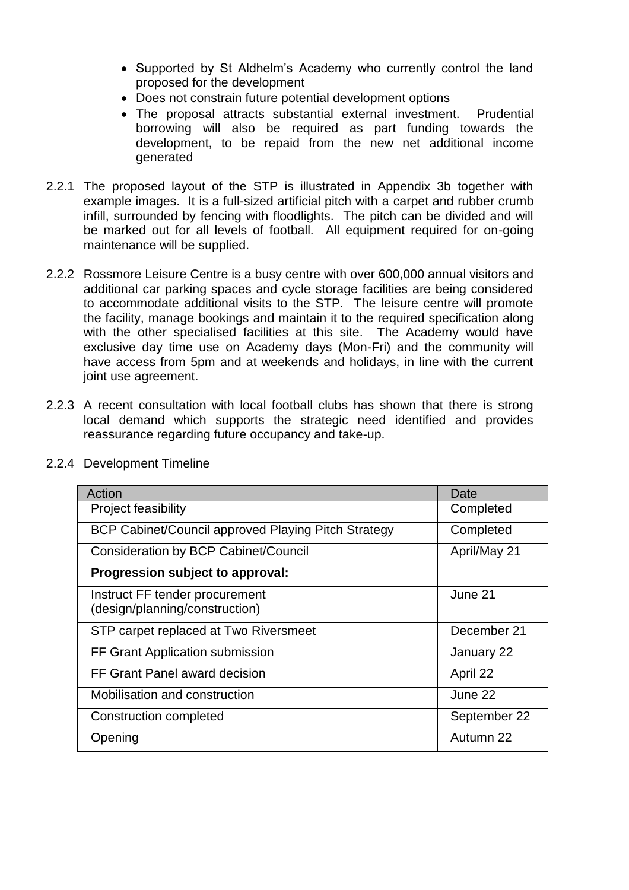- Supported by St Aldhelm's Academy who currently control the land proposed for the development
- Does not constrain future potential development options
- The proposal attracts substantial external investment. Prudential borrowing will also be required as part funding towards the development, to be repaid from the new net additional income generated

2.2.1 The proposed layout of the STP is illustrated in Appendix 3b together with example images. It is a full-sized artificial pitch with a carpet and rubber crumb infill, surrounded by fencing with floodlights. The pitch can be divided and will be marked out for all levels of football. All equipment required for on-going maintenance will be supplied.

2.2.2 Rossmore Leisure Centre is a busy centre with over 600,000 annual visitors and additional car parking spaces and cycle storage facilities are being considered to accommodate additional visits to the STP. The leisure centre will promote the facility, manage bookings and maintain it to the required specification along with the other specialised facilities at this site. The Academy would have exclusive day time use on Academy days (Mon-Fri) and the community will have access from 5pm and at weekends and holidays, in line with the current joint use agreement.

2.2.3 A recent consultation with local football clubs has shown that there is strong local demand which supports the strategic need identified and provides reassurance regarding future occupancy and take-up.

2.2.4 Development Timeline

| Action | Date |
|---|---|
| Project feasibility | Completed |
| BCP Cabinet/Council approved Playing Pitch Strategy | Completed |
| Consideration by BCP Cabinet/Council | April/May 21 |
| **Progression subject to approval:** | |
| Instruct FF tender procurement (design/planning/construction) | June 21 |
| STP carpet replaced at Two Riversmeet | December 21 |
| FF Grant Application submission | January 22 |
| FF Grant Panel award decision | April 22 |
| Mobilisation and construction | June 22 |
| Construction completed | September 22 |
| Opening | Autumn 22 |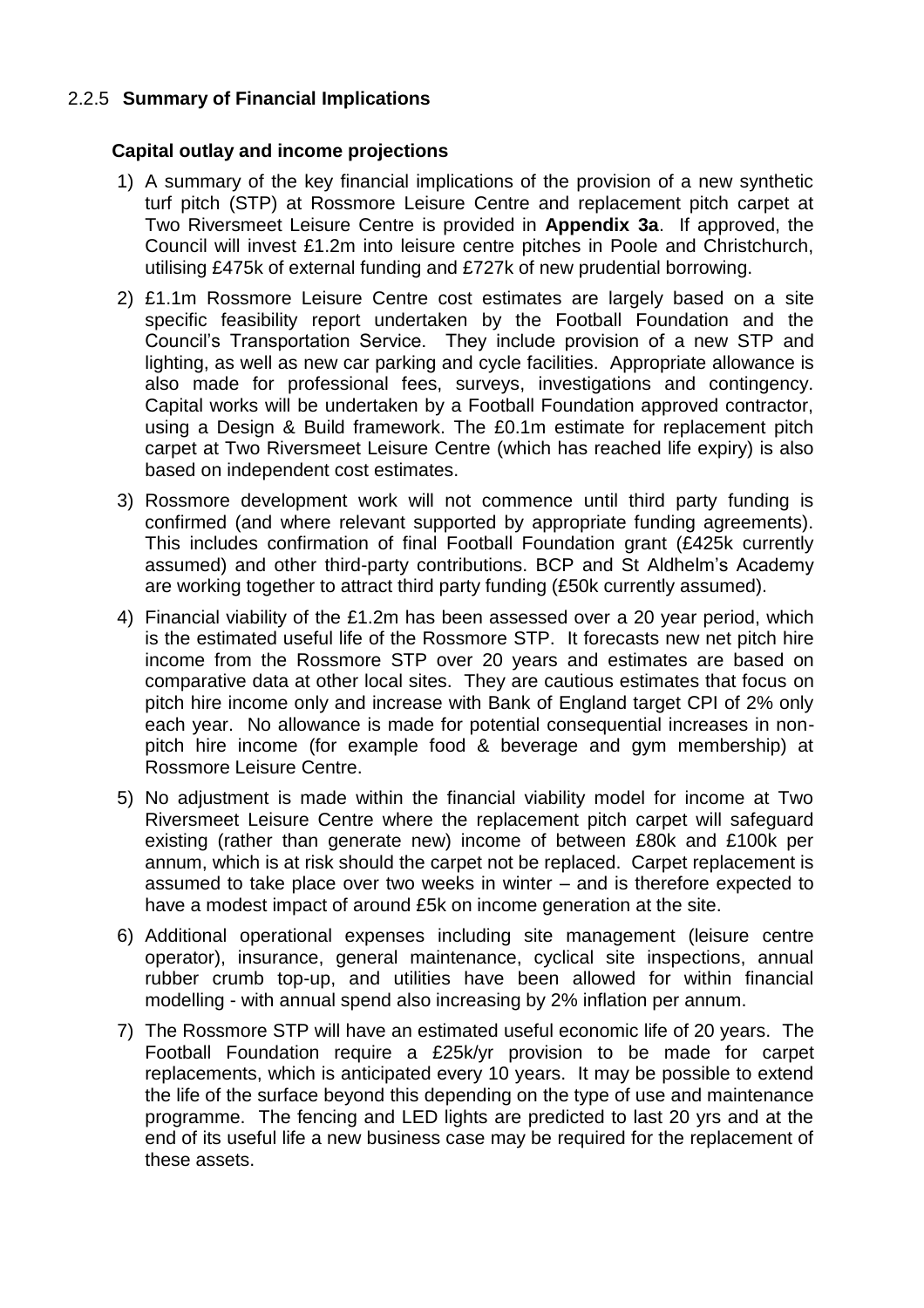### 2.2.5 **Summary of Financial Implications**

**Capital outlay and income projections**

1) A summary of the key financial implications of the provision of a new synthetic turf pitch (STP) at Rossmore Leisure Centre and replacement pitch carpet at Two Riversmeet Leisure Centre is provided in **Appendix 3a**. If approved, the Council will invest £1.2m into leisure centre pitches in Poole and Christchurch, utilising £475k of external funding and £727k of new prudential borrowing.

2) £1.1m Rossmore Leisure Centre cost estimates are largely based on a site specific feasibility report undertaken by the Football Foundation and the Council's Transportation Service. They include provision of a new STP and lighting, as well as new car parking and cycle facilities. Appropriate allowance is also made for professional fees, surveys, investigations and contingency. Capital works will be undertaken by a Football Foundation approved contractor, using a Design & Build framework. The £0.1m estimate for replacement pitch carpet at Two Riversmeet Leisure Centre (which has reached life expiry) is also based on independent cost estimates.

3) Rossmore development work will not commence until third party funding is confirmed (and where relevant supported by appropriate funding agreements). This includes confirmation of final Football Foundation grant (£425k currently assumed) and other third-party contributions. BCP and St Aldhelm's Academy are working together to attract third party funding (£50k currently assumed).

4) Financial viability of the £1.2m has been assessed over a 20 year period, which is the estimated useful life of the Rossmore STP. It forecasts new net pitch hire income from the Rossmore STP over 20 years and estimates are based on comparative data at other local sites. They are cautious estimates that focus on pitch hire income only and increase with Bank of England target CPI of 2% only each year. No allowance is made for potential consequential increases in non-pitch hire income (for example food & beverage and gym membership) at Rossmore Leisure Centre.

5) No adjustment is made within the financial viability model for income at Two Riversmeet Leisure Centre where the replacement pitch carpet will safeguard existing (rather than generate new) income of between £80k and £100k per annum, which is at risk should the carpet not be replaced. Carpet replacement is assumed to take place over two weeks in winter – and is therefore expected to have a modest impact of around £5k on income generation at the site.

6) Additional operational expenses including site management (leisure centre operator), insurance, general maintenance, cyclical site inspections, annual rubber crumb top-up, and utilities have been allowed for within financial modelling - with annual spend also increasing by 2% inflation per annum.

7) The Rossmore STP will have an estimated useful economic life of 20 years. The Football Foundation require a £25k/yr provision to be made for carpet replacements, which is anticipated every 10 years. It may be possible to extend the life of the surface beyond this depending on the type of use and maintenance programme. The fencing and LED lights are predicted to last 20 yrs and at the end of its useful life a new business case may be required for the replacement of these assets.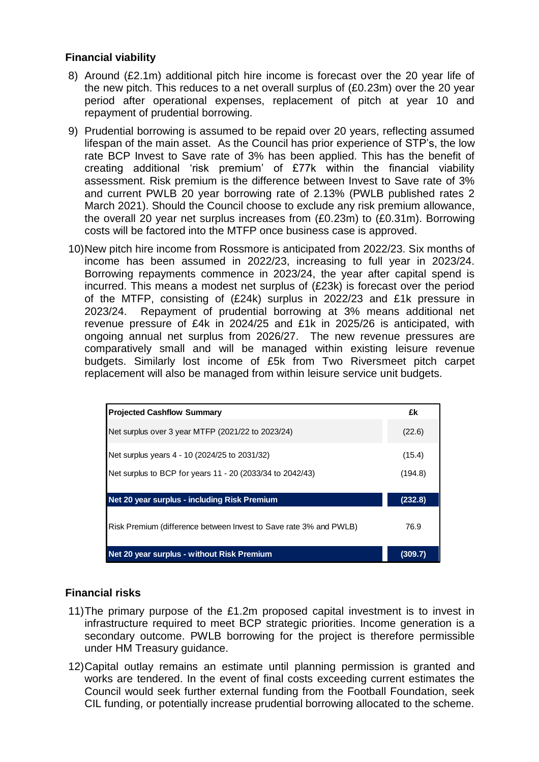## Financial viability

8) Around (£2.1m) additional pitch hire income is forecast over the 20 year life of the new pitch. This reduces to a net overall surplus of (£0.23m) over the 20 year period after operational expenses, replacement of pitch at year 10 and repayment of prudential borrowing.

9) Prudential borrowing is assumed to be repaid over 20 years, reflecting assumed lifespan of the main asset. As the Council has prior experience of STP's, the low rate BCP Invest to Save rate of 3% has been applied. This has the benefit of creating additional 'risk premium' of £77k within the financial viability assessment. Risk premium is the difference between Invest to Save rate of 3% and current PWLB 20 year borrowing rate of 2.13% (PWLB published rates 2 March 2021). Should the Council choose to exclude any risk premium allowance, the overall 20 year net surplus increases from (£0.23m) to (£0.31m). Borrowing costs will be factored into the MTFP once business case is approved.

10) New pitch hire income from Rossmore is anticipated from 2022/23. Six months of income has been assumed in 2022/23, increasing to full year in 2023/24. Borrowing repayments commence in 2023/24, the year after capital spend is incurred. This means a modest net surplus of (£23k) is forecast over the period of the MTFP, consisting of (£24k) surplus in 2022/23 and £1k pressure in 2023/24. Repayment of prudential borrowing at 3% means additional net revenue pressure of £4k in 2024/25 and £1k in 2025/26 is anticipated, with ongoing annual net surplus from 2026/27. The new revenue pressures are comparatively small and will be managed within existing leisure revenue budgets. Similarly lost income of £5k from Two Riversmeet pitch carpet replacement will also be managed from within leisure service unit budgets.

| Projected Cashflow Summary | £k |
|---|---|
| Net surplus over 3 year MTFP (2021/22 to 2023/24) | (22.6) |
| Net surplus years 4 - 10 (2024/25 to 2031/32) | (15.4) |
| Net surplus to BCP for years 11 - 20 (2033/34 to 2042/43) | (194.8) |
| **Net 20 year surplus - including Risk Premium** | **(232.8)** |
| Risk Premium (difference between Invest to Save rate 3% and PWLB) | 76.9 |
| **Net 20 year surplus - without Risk Premium** | **(309.7)** |

## Financial risks

11) The primary purpose of the £1.2m proposed capital investment is to invest in infrastructure required to meet BCP strategic priorities. Income generation is a secondary outcome. PWLB borrowing for the project is therefore permissible under HM Treasury guidance.

12) Capital outlay remains an estimate until planning permission is granted and works are tendered. In the event of final costs exceeding current estimates the Council would seek further external funding from the Football Foundation, seek CIL funding, or potentially increase prudential borrowing allocated to the scheme.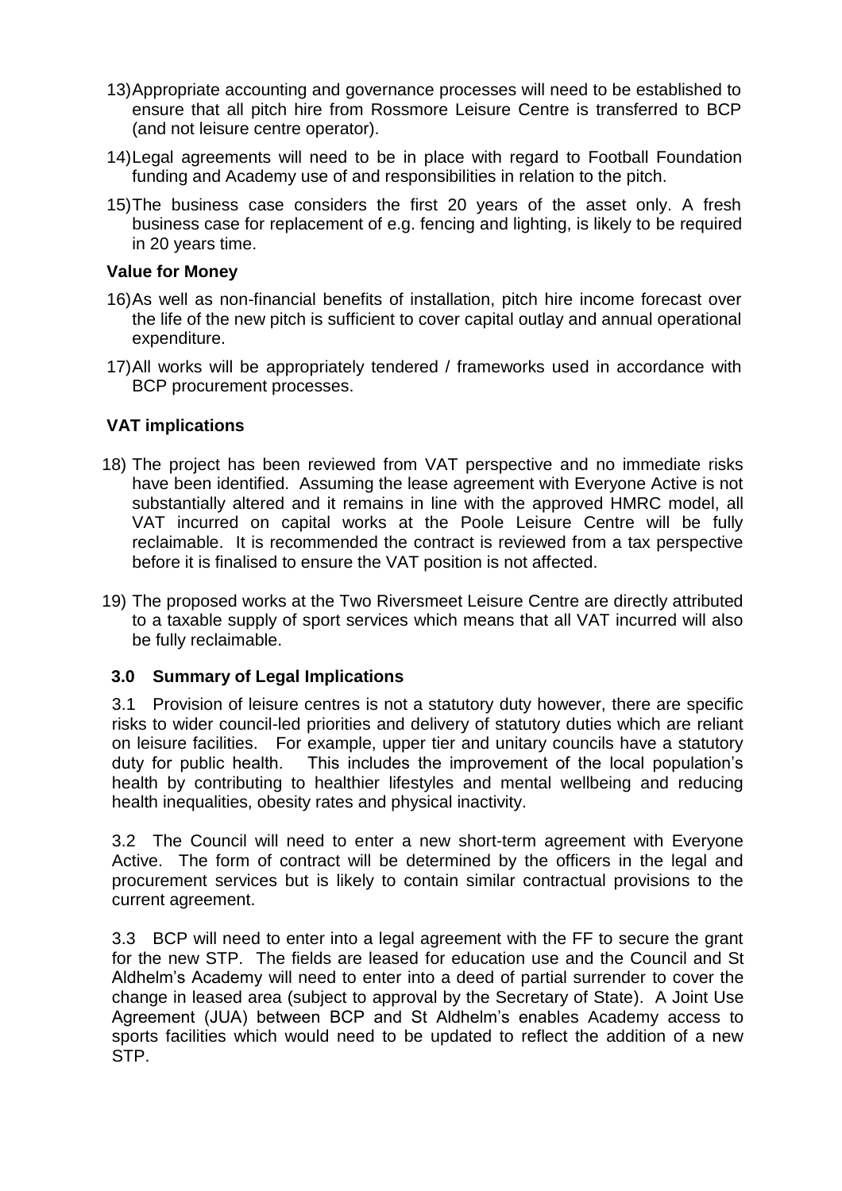13) Appropriate accounting and governance processes will need to be established to ensure that all pitch hire from Rossmore Leisure Centre is transferred to BCP (and not leisure centre operator).

14) Legal agreements will need to be in place with regard to Football Foundation funding and Academy use of and responsibilities in relation to the pitch.

15) The business case considers the first 20 years of the asset only. A fresh business case for replacement of e.g. fencing and lighting, is likely to be required in 20 years time.

**Value for Money**

16) As well as non-financial benefits of installation, pitch hire income forecast over the life of the new pitch is sufficient to cover capital outlay and annual operational expenditure.

17) All works will be appropriately tendered / frameworks used in accordance with BCP procurement processes.

**VAT implications**

18) The project has been reviewed from VAT perspective and no immediate risks have been identified. Assuming the lease agreement with Everyone Active is not substantially altered and it remains in line with the approved HMRC model, all VAT incurred on capital works at the Poole Leisure Centre will be fully reclaimable. It is recommended the contract is reviewed from a tax perspective before it is finalised to ensure the VAT position is not affected.

19) The proposed works at the Two Riversmeet Leisure Centre are directly attributed to a taxable supply of sport services which means that all VAT incurred will also be fully reclaimable.

### 3.0 Summary of Legal Implications

3.1 Provision of leisure centres is not a statutory duty however, there are specific risks to wider council-led priorities and delivery of statutory duties which are reliant on leisure facilities. For example, upper tier and unitary councils have a statutory duty for public health. This includes the improvement of the local population's health by contributing to healthier lifestyles and mental wellbeing and reducing health inequalities, obesity rates and physical inactivity.

3.2 The Council will need to enter a new short-term agreement with Everyone Active. The form of contract will be determined by the officers in the legal and procurement services but is likely to contain similar contractual provisions to the current agreement.

3.3 BCP will need to enter into a legal agreement with the FF to secure the grant for the new STP. The fields are leased for education use and the Council and St Aldhelm's Academy will need to enter into a deed of partial surrender to cover the change in leased area (subject to approval by the Secretary of State). A Joint Use Agreement (JUA) between BCP and St Aldhelm's enables Academy access to sports facilities which would need to be updated to reflect the addition of a new STP.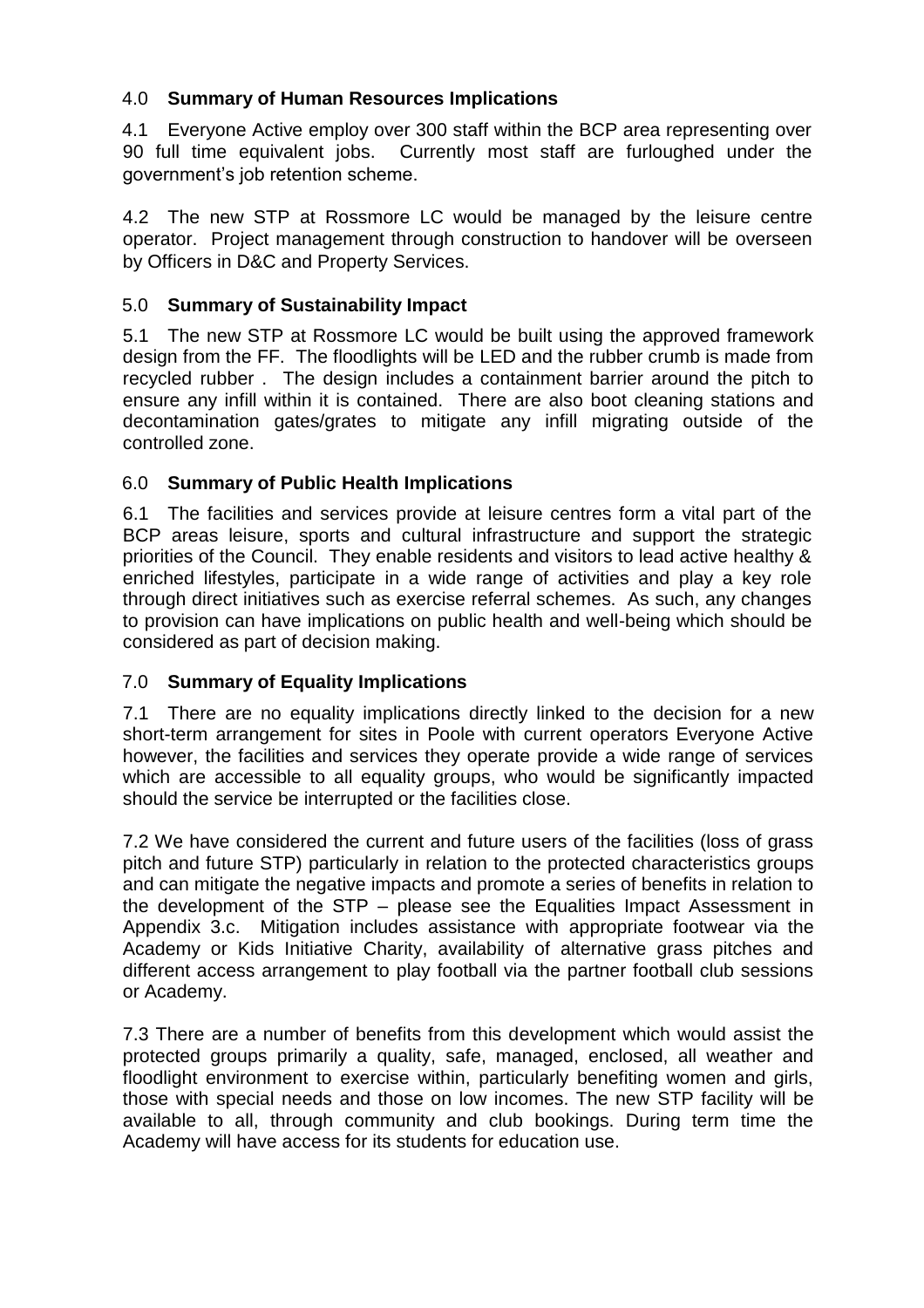## 4.0 **Summary of Human Resources Implications**

4.1 Everyone Active employ over 300 staff within the BCP area representing over 90 full time equivalent jobs. Currently most staff are furloughed under the government's job retention scheme.

4.2 The new STP at Rossmore LC would be managed by the leisure centre operator. Project management through construction to handover will be overseen by Officers in D&C and Property Services.

## 5.0 **Summary of Sustainability Impact**

5.1 The new STP at Rossmore LC would be built using the approved framework design from the FF. The floodlights will be LED and the rubber crumb is made from recycled rubber . The design includes a containment barrier around the pitch to ensure any infill within it is contained. There are also boot cleaning stations and decontamination gates/grates to mitigate any infill migrating outside of the controlled zone.

## 6.0 **Summary of Public Health Implications**

6.1 The facilities and services provide at leisure centres form a vital part of the BCP areas leisure, sports and cultural infrastructure and support the strategic priorities of the Council. They enable residents and visitors to lead active healthy & enriched lifestyles, participate in a wide range of activities and play a key role through direct initiatives such as exercise referral schemes. As such, any changes to provision can have implications on public health and well-being which should be considered as part of decision making.

## 7.0 **Summary of Equality Implications**

7.1 There are no equality implications directly linked to the decision for a new short-term arrangement for sites in Poole with current operators Everyone Active however, the facilities and services they operate provide a wide range of services which are accessible to all equality groups, who would be significantly impacted should the service be interrupted or the facilities close.

7.2 We have considered the current and future users of the facilities (loss of grass pitch and future STP) particularly in relation to the protected characteristics groups and can mitigate the negative impacts and promote a series of benefits in relation to the development of the STP – please see the Equalities Impact Assessment in Appendix 3.c. Mitigation includes assistance with appropriate footwear via the Academy or Kids Initiative Charity, availability of alternative grass pitches and different access arrangement to play football via the partner football club sessions or Academy.

7.3 There are a number of benefits from this development which would assist the protected groups primarily a quality, safe, managed, enclosed, all weather and floodlight environment to exercise within, particularly benefiting women and girls, those with special needs and those on low incomes. The new STP facility will be available to all, through community and club bookings. During term time the Academy will have access for its students for education use.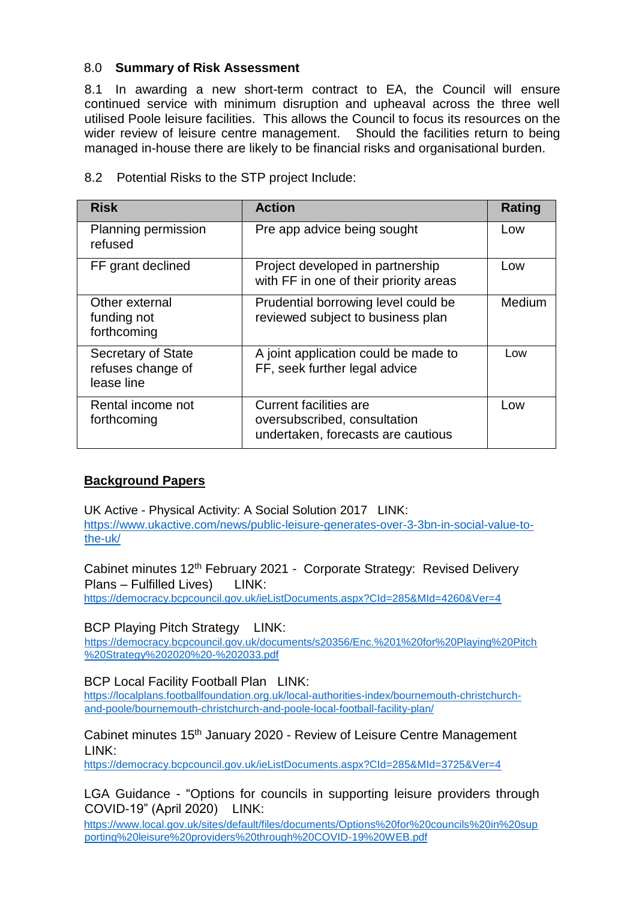## 8.0 **Summary of Risk Assessment**

8.1 In awarding a new short-term contract to EA, the Council will ensure continued service with minimum disruption and upheaval across the three well utilised Poole leisure facilities. This allows the Council to focus its resources on the wider review of leisure centre management. Should the facilities return to being managed in-house there are likely to be financial risks and organisational burden.

8.2 Potential Risks to the STP project Include:

| Risk | Action | Rating |
|---|---|---|
| Planning permission refused | Pre app advice being sought | Low |
| FF grant declined | Project developed in partnership with FF in one of their priority areas | Low |
| Other external funding not forthcoming | Prudential borrowing level could be reviewed subject to business plan | Medium |
| Secretary of State refuses change of lease line | A joint application could be made to FF, seek further legal advice | Low |
| Rental income not forthcoming | Current facilities are oversubscribed, consultation undertaken, forecasts are cautious | Low |

**Background Papers**

UK Active - Physical Activity: A Social Solution 2017 LINK:
https://www.ukactive.com/news/public-leisure-generates-over-3-3bn-in-social-value-to-the-uk/

Cabinet minutes 12th February 2021 - Corporate Strategy: Revised Delivery Plans – Fulfilled Lives) LINK:
https://democracy.bcpcouncil.gov.uk/ieListDocuments.aspx?CId=285&MId=4260&Ver=4

BCP Playing Pitch Strategy LINK:
https://democracy.bcpcouncil.gov.uk/documents/s20356/Enc.%201%20for%20Playing%20Pitch%20Strategy%202020%20-%202033.pdf

BCP Local Facility Football Plan LINK:
https://localplans.footballfoundation.org.uk/local-authorities-index/bournemouth-christchurch-and-poole/bournemouth-christchurch-and-poole-local-football-facility-plan/

Cabinet minutes 15th January 2020 - Review of Leisure Centre Management LINK:
https://democracy.bcpcouncil.gov.uk/ieListDocuments.aspx?CId=285&MId=3725&Ver=4

LGA Guidance - "Options for councils in supporting leisure providers through COVID-19" (April 2020) LINK:
https://www.local.gov.uk/sites/default/files/documents/Options%20for%20councils%20in%20supporting%20leisure%20providers%20through%20COVID-19%20WEB.pdf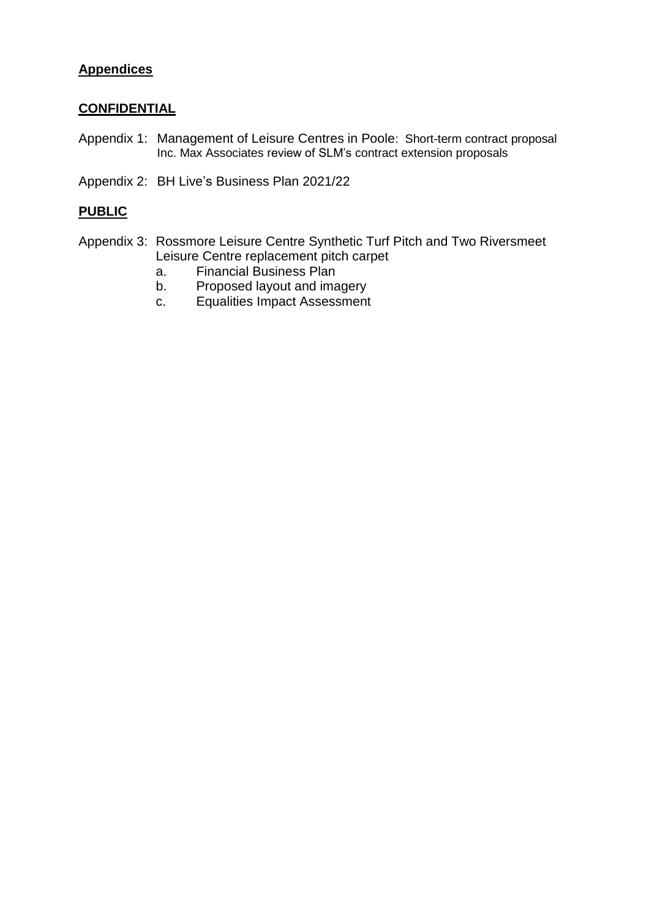**Appendices**

**CONFIDENTIAL**

Appendix 1: Management of Leisure Centres in Poole: Short-term contract proposal
Inc. Max Associates review of SLM's contract extension proposals

Appendix 2: BH Live's Business Plan 2021/22

**PUBLIC**

Appendix 3: Rossmore Leisure Centre Synthetic Turf Pitch and Two Riversmeet Leisure Centre replacement pitch carpet

- a. Financial Business Plan
- b. Proposed layout and imagery
- c. Equalities Impact Assessment